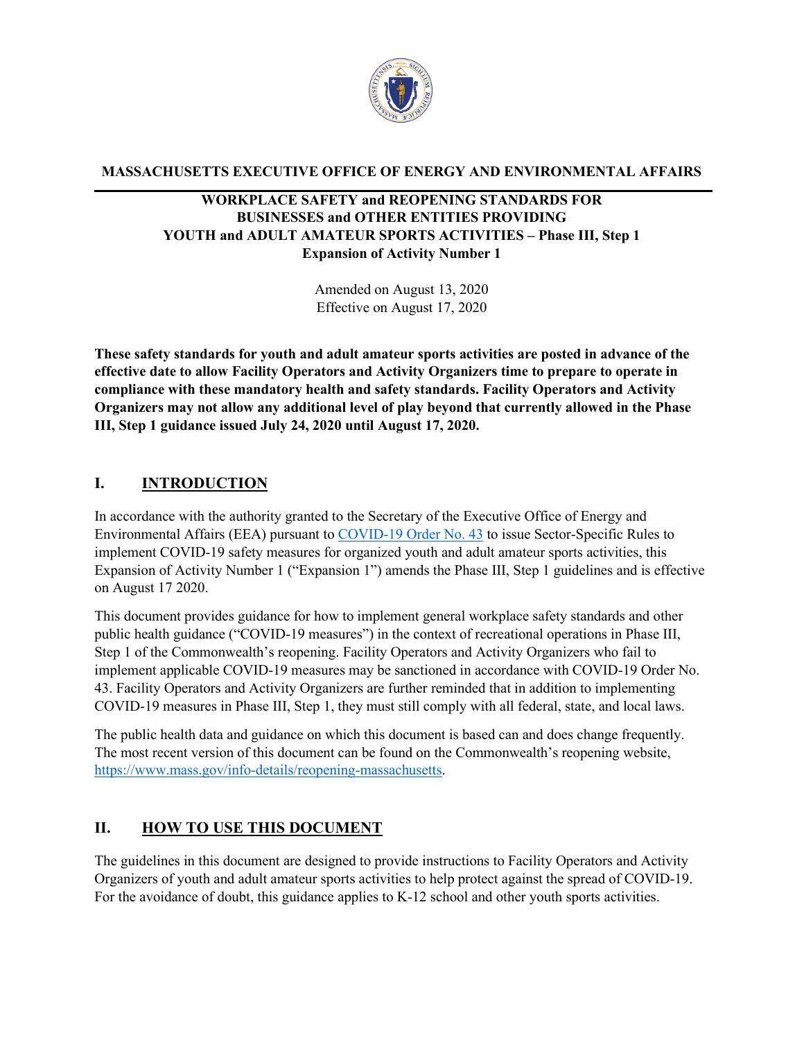**MASSACHUSETTS EXECUTIVE OFFICE OF ENERGY AND ENVIRONMENTAL AFFAIRS**

# WORKPLACE SAFETY and REOPENING STANDARDS FOR BUSINESSES and OTHER ENTITIES PROVIDING YOUTH and ADULT AMATEUR SPORTS ACTIVITIES – Phase III, Step 1 Expansion of Activity Number 1

Amended on August 13, 2020
Effective on August 17, 2020

**These safety standards for youth and adult amateur sports activities are posted in advance of the effective date to allow Facility Operators and Activity Organizers time to prepare to operate in compliance with these mandatory health and safety standards. Facility Operators and Activity Organizers may not allow any additional level of play beyond that currently allowed in the Phase III, Step 1 guidance issued July 24, 2020 until August 17, 2020.**

## I. INTRODUCTION

In accordance with the authority granted to the Secretary of the Executive Office of Energy and Environmental Affairs (EEA) pursuant to COVID-19 Order No. 43 to issue Sector-Specific Rules to implement COVID-19 safety measures for organized youth and adult amateur sports activities, this Expansion of Activity Number 1 ("Expansion 1") amends the Phase III, Step 1 guidelines and is effective on August 17 2020.

This document provides guidance for how to implement general workplace safety standards and other public health guidance ("COVID-19 measures") in the context of recreational operations in Phase III, Step 1 of the Commonwealth's reopening. Facility Operators and Activity Organizers who fail to implement applicable COVID-19 measures may be sanctioned in accordance with COVID-19 Order No. 43. Facility Operators and Activity Organizers are further reminded that in addition to implementing COVID-19 measures in Phase III, Step 1, they must still comply with all federal, state, and local laws.

The public health data and guidance on which this document is based can and does change frequently. The most recent version of this document can be found on the Commonwealth's reopening website, https://www.mass.gov/info-details/reopening-massachusetts.

## II. HOW TO USE THIS DOCUMENT

The guidelines in this document are designed to provide instructions to Facility Operators and Activity Organizers of youth and adult amateur sports activities to help protect against the spread of COVID-19. For the avoidance of doubt, this guidance applies to K-12 school and other youth sports activities.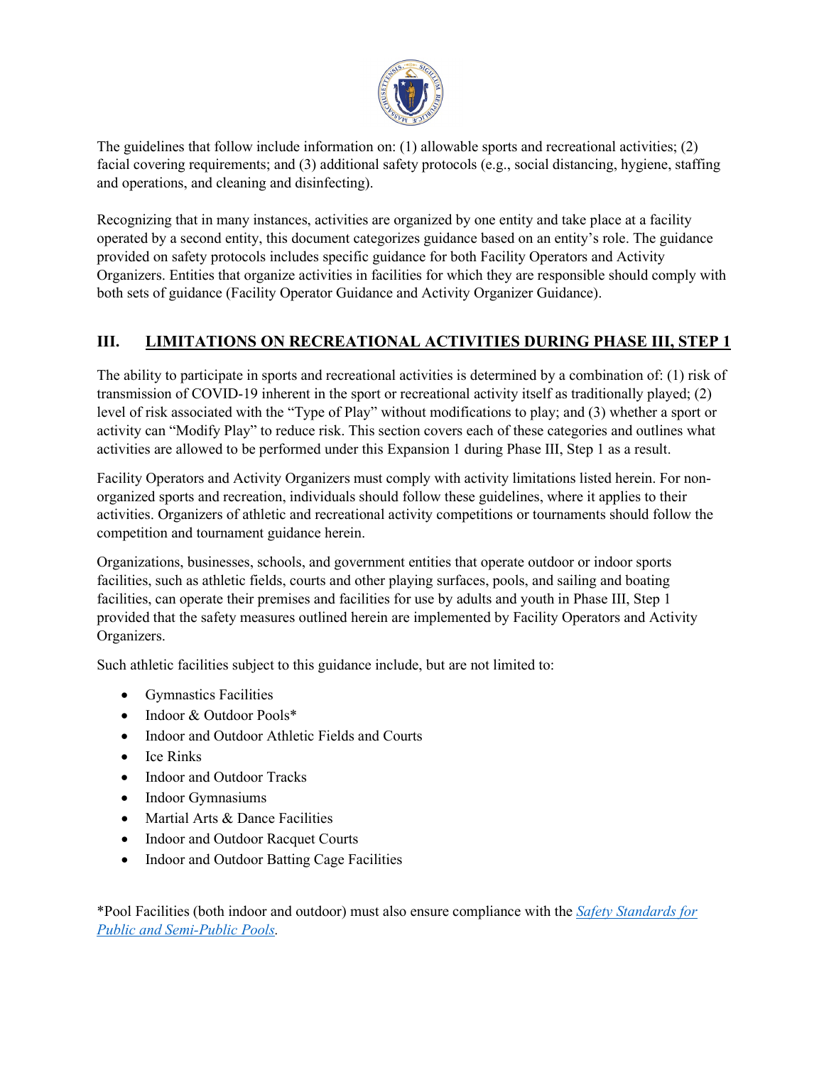The guidelines that follow include information on: (1) allowable sports and recreational activities; (2) facial covering requirements; and (3) additional safety protocols (e.g., social distancing, hygiene, staffing and operations, and cleaning and disinfecting).

Recognizing that in many instances, activities are organized by one entity and take place at a facility operated by a second entity, this document categorizes guidance based on an entity's role. The guidance provided on safety protocols includes specific guidance for both Facility Operators and Activity Organizers. Entities that organize activities in facilities for which they are responsible should comply with both sets of guidance (Facility Operator Guidance and Activity Organizer Guidance).

## III. LIMITATIONS ON RECREATIONAL ACTIVITIES DURING PHASE III, STEP 1

The ability to participate in sports and recreational activities is determined by a combination of: (1) risk of transmission of COVID-19 inherent in the sport or recreational activity itself as traditionally played; (2) level of risk associated with the "Type of Play" without modifications to play; and (3) whether a sport or activity can "Modify Play" to reduce risk. This section covers each of these categories and outlines what activities are allowed to be performed under this Expansion 1 during Phase III, Step 1 as a result.

Facility Operators and Activity Organizers must comply with activity limitations listed herein. For non-organized sports and recreation, individuals should follow these guidelines, where it applies to their activities. Organizers of athletic and recreational activity competitions or tournaments should follow the competition and tournament guidance herein.

Organizations, businesses, schools, and government entities that operate outdoor or indoor sports facilities, such as athletic fields, courts and other playing surfaces, pools, and sailing and boating facilities, can operate their premises and facilities for use by adults and youth in Phase III, Step 1 provided that the safety measures outlined herein are implemented by Facility Operators and Activity Organizers.

Such athletic facilities subject to this guidance include, but are not limited to:

- Gymnastics Facilities
- Indoor & Outdoor Pools*
- Indoor and Outdoor Athletic Fields and Courts
- Ice Rinks
- Indoor and Outdoor Tracks
- Indoor Gymnasiums
- Martial Arts & Dance Facilities
- Indoor and Outdoor Racquet Courts
- Indoor and Outdoor Batting Cage Facilities

*Pool Facilities (both indoor and outdoor) must also ensure compliance with the *Safety Standards for Public and Semi-Public Pools*.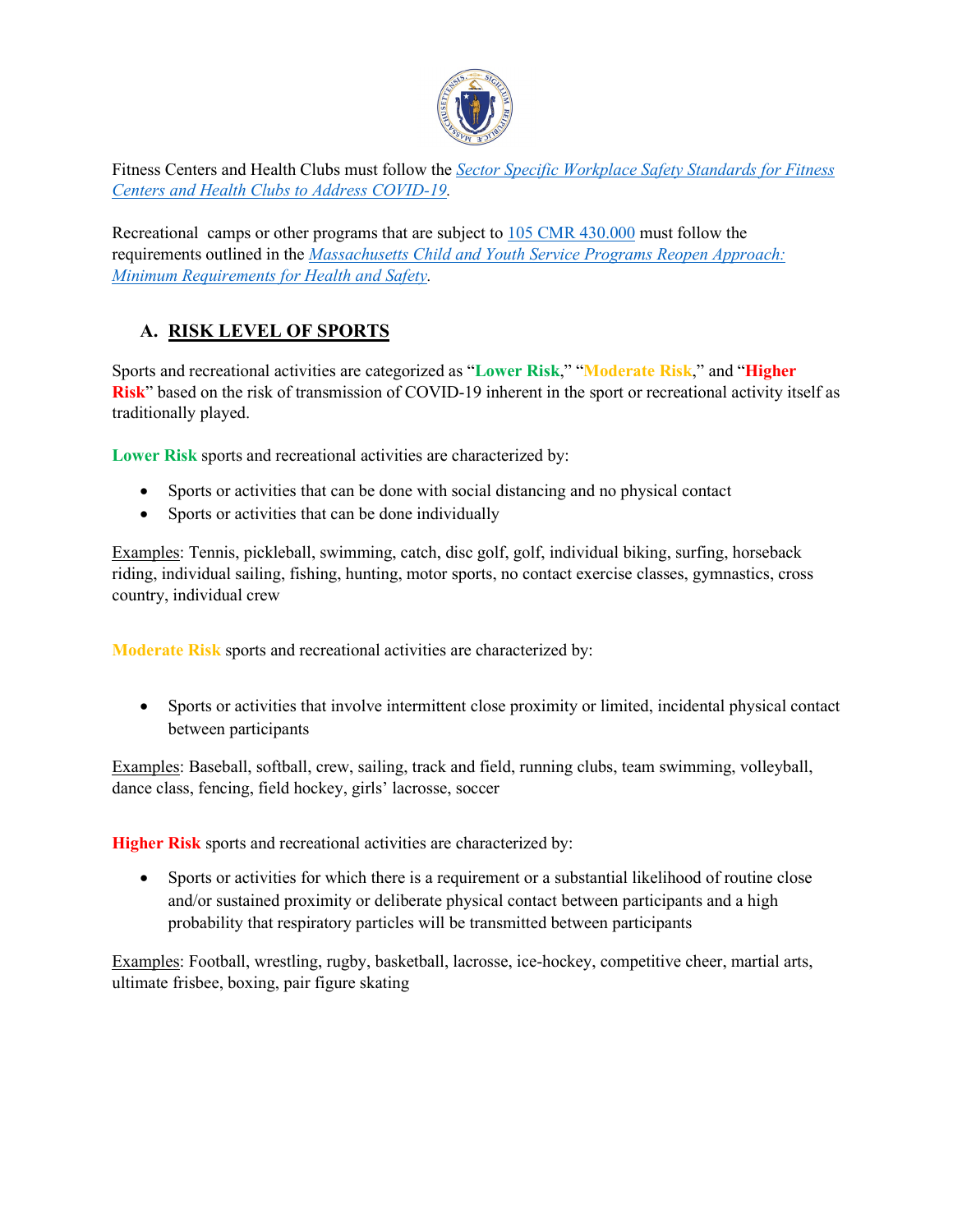Fitness Centers and Health Clubs must follow the *Sector Specific Workplace Safety Standards for Fitness Centers and Health Clubs to Address COVID-19*.

Recreational camps or other programs that are subject to 105 CMR 430.000 must follow the requirements outlined in the *Massachusetts Child and Youth Service Programs Reopen Approach: Minimum Requirements for Health and Safety*.

## A. RISK LEVEL OF SPORTS

Sports and recreational activities are categorized as "**Lower Risk**," "**Moderate Risk**," and "**Higher Risk**" based on the risk of transmission of COVID-19 inherent in the sport or recreational activity itself as traditionally played.

**Lower Risk** sports and recreational activities are characterized by:

- Sports or activities that can be done with social distancing and no physical contact
- Sports or activities that can be done individually

Examples: Tennis, pickleball, swimming, catch, disc golf, golf, individual biking, surfing, horseback riding, individual sailing, fishing, hunting, motor sports, no contact exercise classes, gymnastics, cross country, individual crew

**Moderate Risk** sports and recreational activities are characterized by:

- Sports or activities that involve intermittent close proximity or limited, incidental physical contact between participants

Examples: Baseball, softball, crew, sailing, track and field, running clubs, team swimming, volleyball, dance class, fencing, field hockey, girls' lacrosse, soccer

**Higher Risk** sports and recreational activities are characterized by:

- Sports or activities for which there is a requirement or a substantial likelihood of routine close and/or sustained proximity or deliberate physical contact between participants and a high probability that respiratory particles will be transmitted between participants

Examples: Football, wrestling, rugby, basketball, lacrosse, ice-hockey, competitive cheer, martial arts, ultimate frisbee, boxing, pair figure skating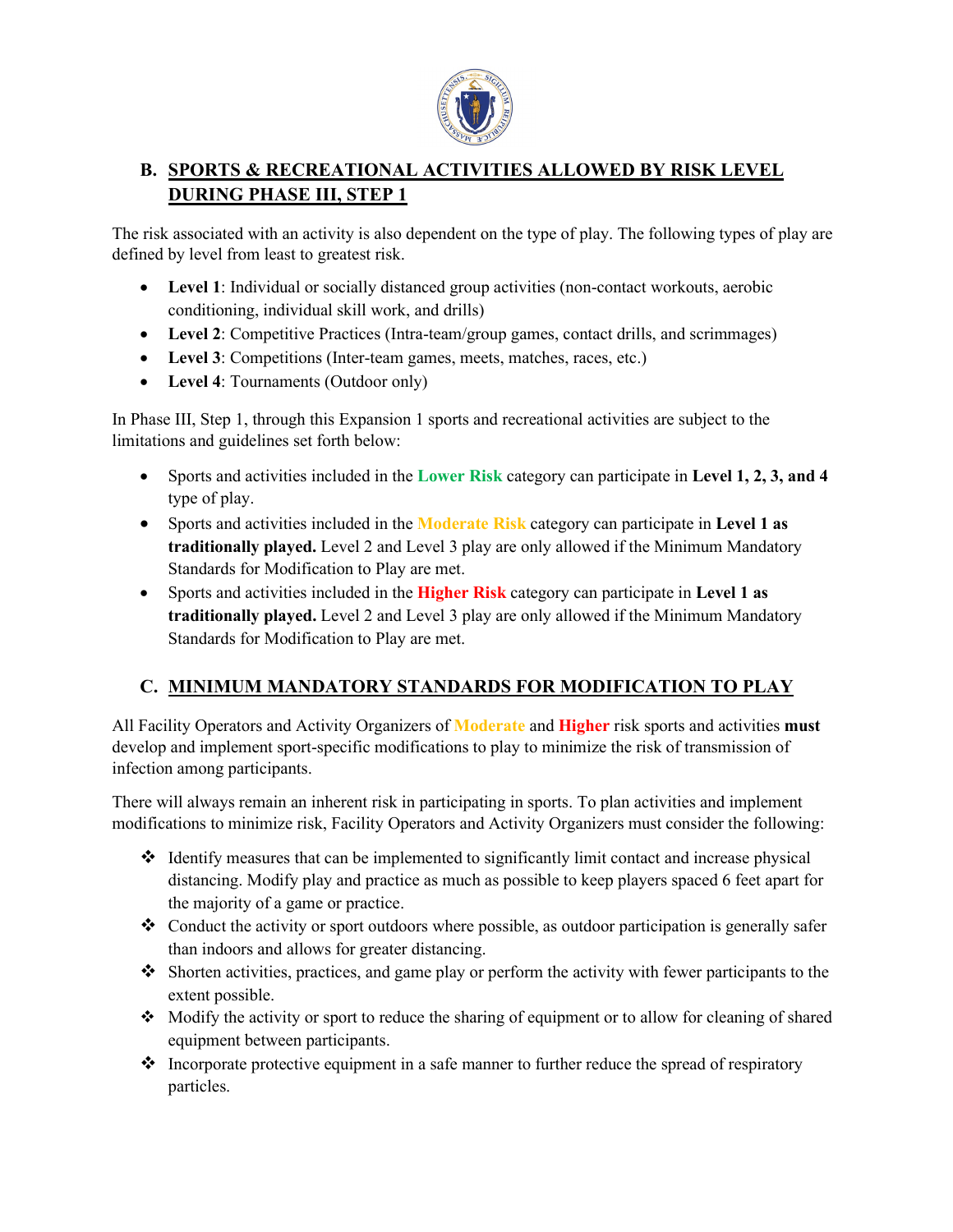## B. SPORTS & RECREATIONAL ACTIVITIES ALLOWED BY RISK LEVEL DURING PHASE III, STEP 1

The risk associated with an activity is also dependent on the type of play. The following types of play are defined by level from least to greatest risk.

- **Level 1**: Individual or socially distanced group activities (non-contact workouts, aerobic conditioning, individual skill work, and drills)
- **Level 2**: Competitive Practices (Intra-team/group games, contact drills, and scrimmages)
- **Level 3**: Competitions (Inter-team games, meets, matches, races, etc.)
- **Level 4**: Tournaments (Outdoor only)

In Phase III, Step 1, through this Expansion 1 sports and recreational activities are subject to the limitations and guidelines set forth below:

- Sports and activities included in the **Lower Risk** category can participate in **Level 1, 2, 3, and 4** type of play.
- Sports and activities included in the **Moderate Risk** category can participate in **Level 1 as traditionally played.** Level 2 and Level 3 play are only allowed if the Minimum Mandatory Standards for Modification to Play are met.
- Sports and activities included in the **Higher Risk** category can participate in **Level 1 as traditionally played.** Level 2 and Level 3 play are only allowed if the Minimum Mandatory Standards for Modification to Play are met.

## C. MINIMUM MANDATORY STANDARDS FOR MODIFICATION TO PLAY

All Facility Operators and Activity Organizers of **Moderate** and **Higher** risk sports and activities **must** develop and implement sport-specific modifications to play to minimize the risk of transmission of infection among participants.

There will always remain an inherent risk in participating in sports. To plan activities and implement modifications to minimize risk, Facility Operators and Activity Organizers must consider the following:

- Identify measures that can be implemented to significantly limit contact and increase physical distancing. Modify play and practice as much as possible to keep players spaced 6 feet apart for the majority of a game or practice.
- Conduct the activity or sport outdoors where possible, as outdoor participation is generally safer than indoors and allows for greater distancing.
- Shorten activities, practices, and game play or perform the activity with fewer participants to the extent possible.
- Modify the activity or sport to reduce the sharing of equipment or to allow for cleaning of shared equipment between participants.
- Incorporate protective equipment in a safe manner to further reduce the spread of respiratory particles.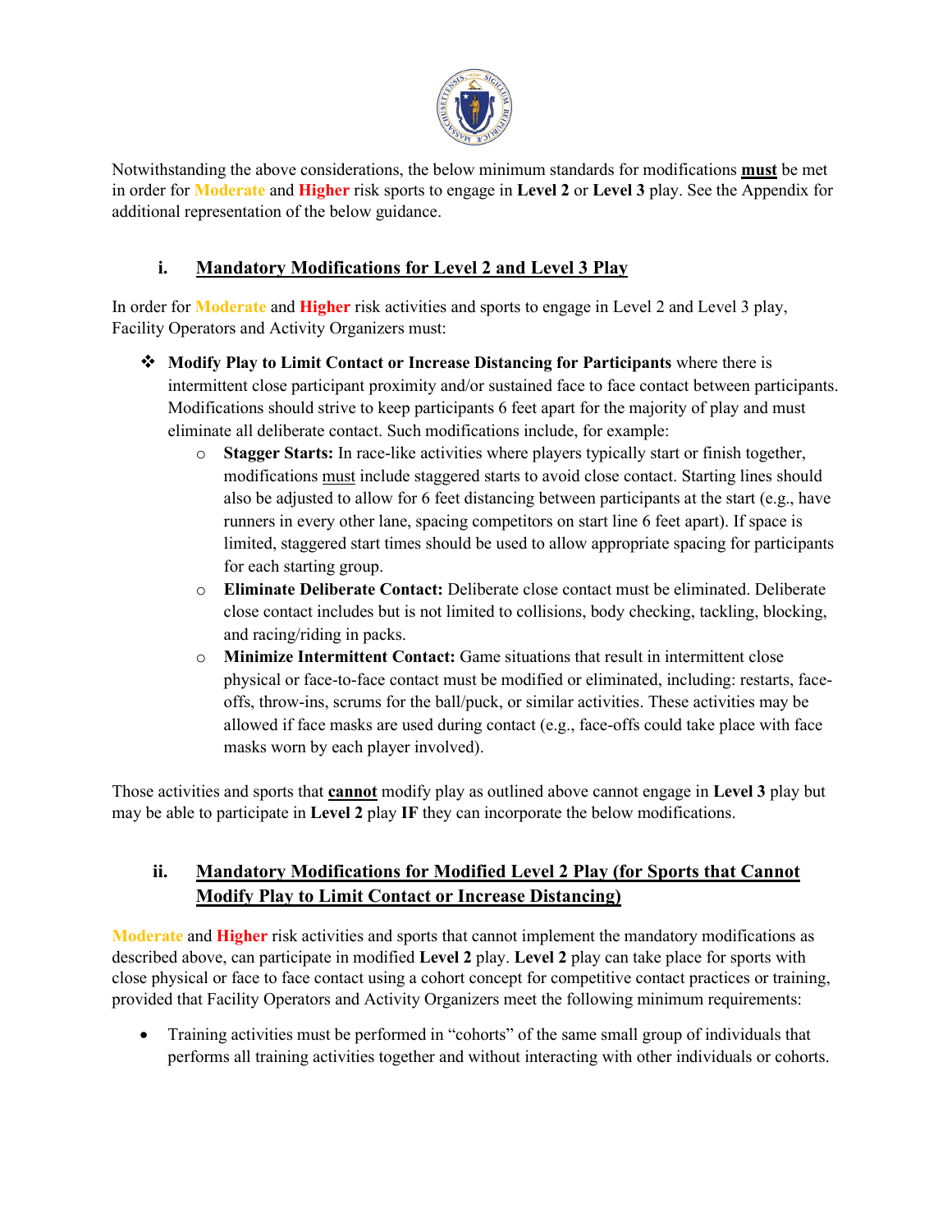Notwithstanding the above considerations, the below minimum standards for modifications **must** be met in order for **Moderate** and **Higher** risk sports to engage in **Level 2** or **Level 3** play. See the Appendix for additional representation of the below guidance.

## i. Mandatory Modifications for Level 2 and Level 3 Play

In order for **Moderate** and **Higher** risk activities and sports to engage in Level 2 and Level 3 play, Facility Operators and Activity Organizers must:

- **Modify Play to Limit Contact or Increase Distancing for Participants** where there is intermittent close participant proximity and/or sustained face to face contact between participants. Modifications should strive to keep participants 6 feet apart for the majority of play and must eliminate all deliberate contact. Such modifications include, for example:
  - **Stagger Starts:** In race-like activities where players typically start or finish together, modifications must include staggered starts to avoid close contact. Starting lines should also be adjusted to allow for 6 feet distancing between participants at the start (e.g., have runners in every other lane, spacing competitors on start line 6 feet apart). If space is limited, staggered start times should be used to allow appropriate spacing for participants for each starting group.
  - **Eliminate Deliberate Contact:** Deliberate close contact must be eliminated. Deliberate close contact includes but is not limited to collisions, body checking, tackling, blocking, and racing/riding in packs.
  - **Minimize Intermittent Contact:** Game situations that result in intermittent close physical or face-to-face contact must be modified or eliminated, including: restarts, face-offs, throw-ins, scrums for the ball/puck, or similar activities. These activities may be allowed if face masks are used during contact (e.g., face-offs could take place with face masks worn by each player involved).

Those activities and sports that **cannot** modify play as outlined above cannot engage in **Level 3** play but may be able to participate in **Level 2** play **IF** they can incorporate the below modifications.

## ii. Mandatory Modifications for Modified Level 2 Play (for Sports that Cannot Modify Play to Limit Contact or Increase Distancing)

**Moderate** and **Higher** risk activities and sports that cannot implement the mandatory modifications as described above, can participate in modified **Level 2** play. **Level 2** play can take place for sports with close physical or face to face contact using a cohort concept for competitive contact practices or training, provided that Facility Operators and Activity Organizers meet the following minimum requirements:

- Training activities must be performed in "cohorts" of the same small group of individuals that performs all training activities together and without interacting with other individuals or cohorts.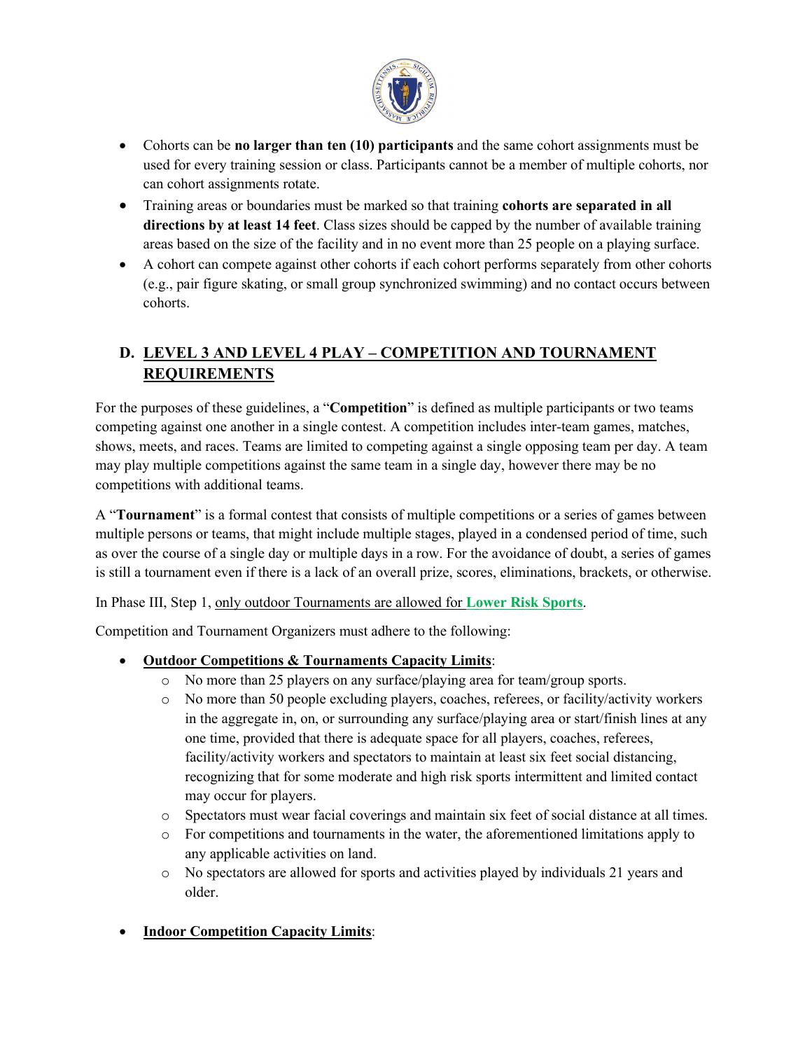- Cohorts can be **no larger than ten (10) participants** and the same cohort assignments must be used for every training session or class. Participants cannot be a member of multiple cohorts, nor can cohort assignments rotate.
- Training areas or boundaries must be marked so that training **cohorts are separated in all directions by at least 14 feet**. Class sizes should be capped by the number of available training areas based on the size of the facility and in no event more than 25 people on a playing surface.
- A cohort can compete against other cohorts if each cohort performs separately from other cohorts (e.g., pair figure skating, or small group synchronized swimming) and no contact occurs between cohorts.

## D. LEVEL 3 AND LEVEL 4 PLAY – COMPETITION AND TOURNAMENT REQUIREMENTS

For the purposes of these guidelines, a "**Competition**" is defined as multiple participants or two teams competing against one another in a single contest. A competition includes inter-team games, matches, shows, meets, and races. Teams are limited to competing against a single opposing team per day. A team may play multiple competitions against the same team in a single day, however there may be no competitions with additional teams.

A "**Tournament**" is a formal contest that consists of multiple competitions or a series of games between multiple persons or teams, that might include multiple stages, played in a condensed period of time, such as over the course of a single day or multiple days in a row. For the avoidance of doubt, a series of games is still a tournament even if there is a lack of an overall prize, scores, eliminations, brackets, or otherwise.

In Phase III, Step 1, only outdoor Tournaments are allowed for **Lower Risk Sports**.

Competition and Tournament Organizers must adhere to the following:

- **Outdoor Competitions & Tournaments Capacity Limits**:
  - No more than 25 players on any surface/playing area for team/group sports.
  - No more than 50 people excluding players, coaches, referees, or facility/activity workers in the aggregate in, on, or surrounding any surface/playing area or start/finish lines at any one time, provided that there is adequate space for all players, coaches, referees, facility/activity workers and spectators to maintain at least six feet social distancing, recognizing that for some moderate and high risk sports intermittent and limited contact may occur for players.
  - Spectators must wear facial coverings and maintain six feet of social distance at all times.
  - For competitions and tournaments in the water, the aforementioned limitations apply to any applicable activities on land.
  - No spectators are allowed for sports and activities played by individuals 21 years and older.

- **Indoor Competition Capacity Limits**: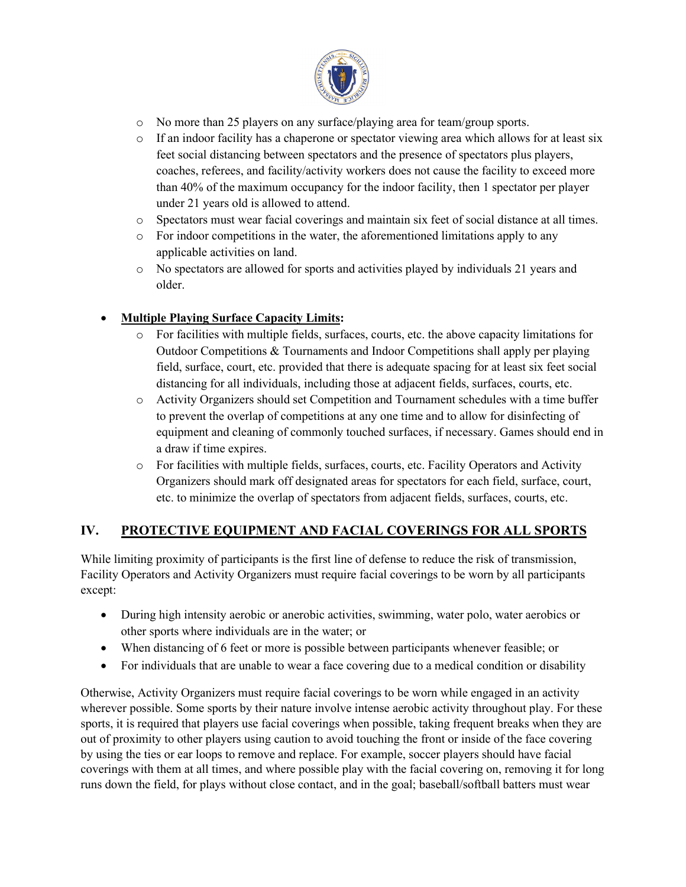- No more than 25 players on any surface/playing area for team/group sports.
- If an indoor facility has a chaperone or spectator viewing area which allows for at least six feet social distancing between spectators and the presence of spectators plus players, coaches, referees, and facility/activity workers does not cause the facility to exceed more than 40% of the maximum occupancy for the indoor facility, then 1 spectator per player under 21 years old is allowed to attend.
- Spectators must wear facial coverings and maintain six feet of social distance at all times.
- For indoor competitions in the water, the aforementioned limitations apply to any applicable activities on land.
- No spectators are allowed for sports and activities played by individuals 21 years and older.

- **<u>Multiple Playing Surface Capacity Limits</u>:**
  - For facilities with multiple fields, surfaces, courts, etc. the above capacity limitations for Outdoor Competitions & Tournaments and Indoor Competitions shall apply per playing field, surface, court, etc. provided that there is adequate spacing for at least six feet social distancing for all individuals, including those at adjacent fields, surfaces, courts, etc.
  - Activity Organizers should set Competition and Tournament schedules with a time buffer to prevent the overlap of competitions at any one time and to allow for disinfecting of equipment and cleaning of commonly touched surfaces, if necessary. Games should end in a draw if time expires.
  - For facilities with multiple fields, surfaces, courts, etc. Facility Operators and Activity Organizers should mark off designated areas for spectators for each field, surface, court, etc. to minimize the overlap of spectators from adjacent fields, surfaces, courts, etc.

## IV. PROTECTIVE EQUIPMENT AND FACIAL COVERINGS FOR ALL SPORTS

While limiting proximity of participants is the first line of defense to reduce the risk of transmission, Facility Operators and Activity Organizers must require facial coverings to be worn by all participants except:

- During high intensity aerobic or anerobic activities, swimming, water polo, water aerobics or other sports where individuals are in the water; or
- When distancing of 6 feet or more is possible between participants whenever feasible; or
- For individuals that are unable to wear a face covering due to a medical condition or disability

Otherwise, Activity Organizers must require facial coverings to be worn while engaged in an activity wherever possible. Some sports by their nature involve intense aerobic activity throughout play. For these sports, it is required that players use facial coverings when possible, taking frequent breaks when they are out of proximity to other players using caution to avoid touching the front or inside of the face covering by using the ties or ear loops to remove and replace. For example, soccer players should have facial coverings with them at all times, and where possible play with the facial covering on, removing it for long runs down the field, for plays without close contact, and in the goal; baseball/softball batters must wear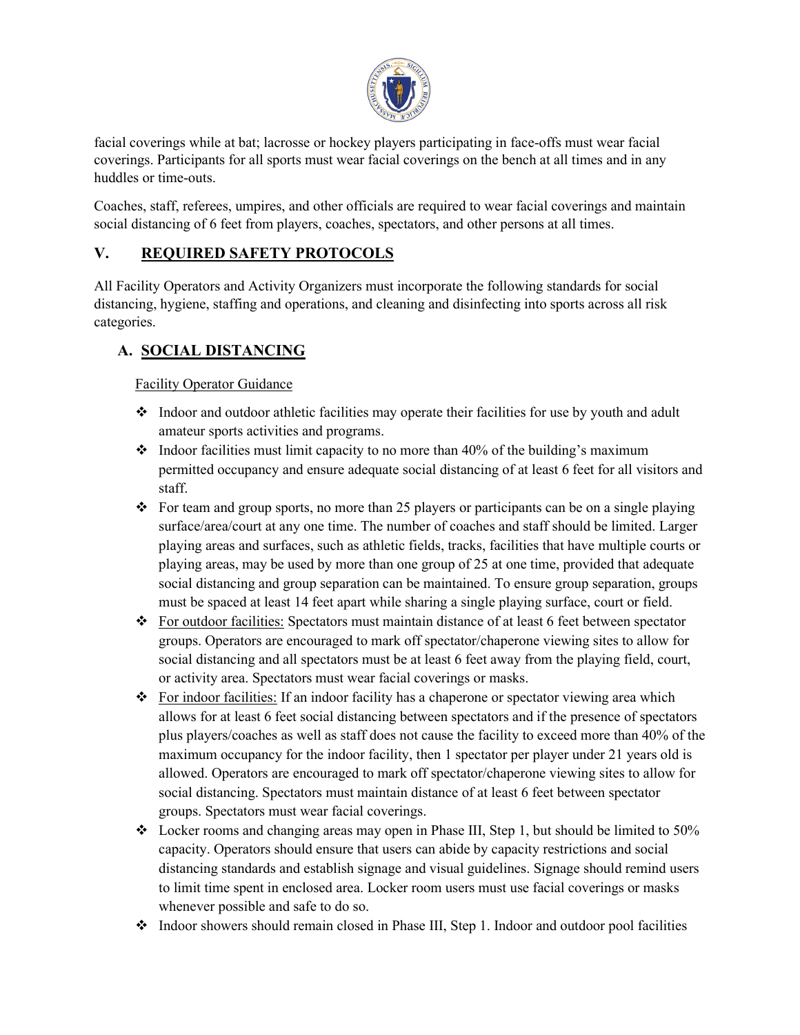facial coverings while at bat; lacrosse or hockey players participating in face-offs must wear facial coverings. Participants for all sports must wear facial coverings on the bench at all times and in any huddles or time-outs.

Coaches, staff, referees, umpires, and other officials are required to wear facial coverings and maintain social distancing of 6 feet from players, coaches, spectators, and other persons at all times.

## V. REQUIRED SAFETY PROTOCOLS

All Facility Operators and Activity Organizers must incorporate the following standards for social distancing, hygiene, staffing and operations, and cleaning and disinfecting into sports across all risk categories.

### A. SOCIAL DISTANCING

Facility Operator Guidance

- Indoor and outdoor athletic facilities may operate their facilities for use by youth and adult amateur sports activities and programs.
- Indoor facilities must limit capacity to no more than 40% of the building's maximum permitted occupancy and ensure adequate social distancing of at least 6 feet for all visitors and staff.
- For team and group sports, no more than 25 players or participants can be on a single playing surface/area/court at any one time. The number of coaches and staff should be limited. Larger playing areas and surfaces, such as athletic fields, tracks, facilities that have multiple courts or playing areas, may be used by more than one group of 25 at one time, provided that adequate social distancing and group separation can be maintained. To ensure group separation, groups must be spaced at least 14 feet apart while sharing a single playing surface, court or field.
- For outdoor facilities: Spectators must maintain distance of at least 6 feet between spectator groups. Operators are encouraged to mark off spectator/chaperone viewing sites to allow for social distancing and all spectators must be at least 6 feet away from the playing field, court, or activity area. Spectators must wear facial coverings or masks.
- For indoor facilities: If an indoor facility has a chaperone or spectator viewing area which allows for at least 6 feet social distancing between spectators and if the presence of spectators plus players/coaches as well as staff does not cause the facility to exceed more than 40% of the maximum occupancy for the indoor facility, then 1 spectator per player under 21 years old is allowed. Operators are encouraged to mark off spectator/chaperone viewing sites to allow for social distancing. Spectators must maintain distance of at least 6 feet between spectator groups. Spectators must wear facial coverings.
- Locker rooms and changing areas may open in Phase III, Step 1, but should be limited to 50% capacity. Operators should ensure that users can abide by capacity restrictions and social distancing standards and establish signage and visual guidelines. Signage should remind users to limit time spent in enclosed area. Locker room users must use facial coverings or masks whenever possible and safe to do so.
- Indoor showers should remain closed in Phase III, Step 1. Indoor and outdoor pool facilities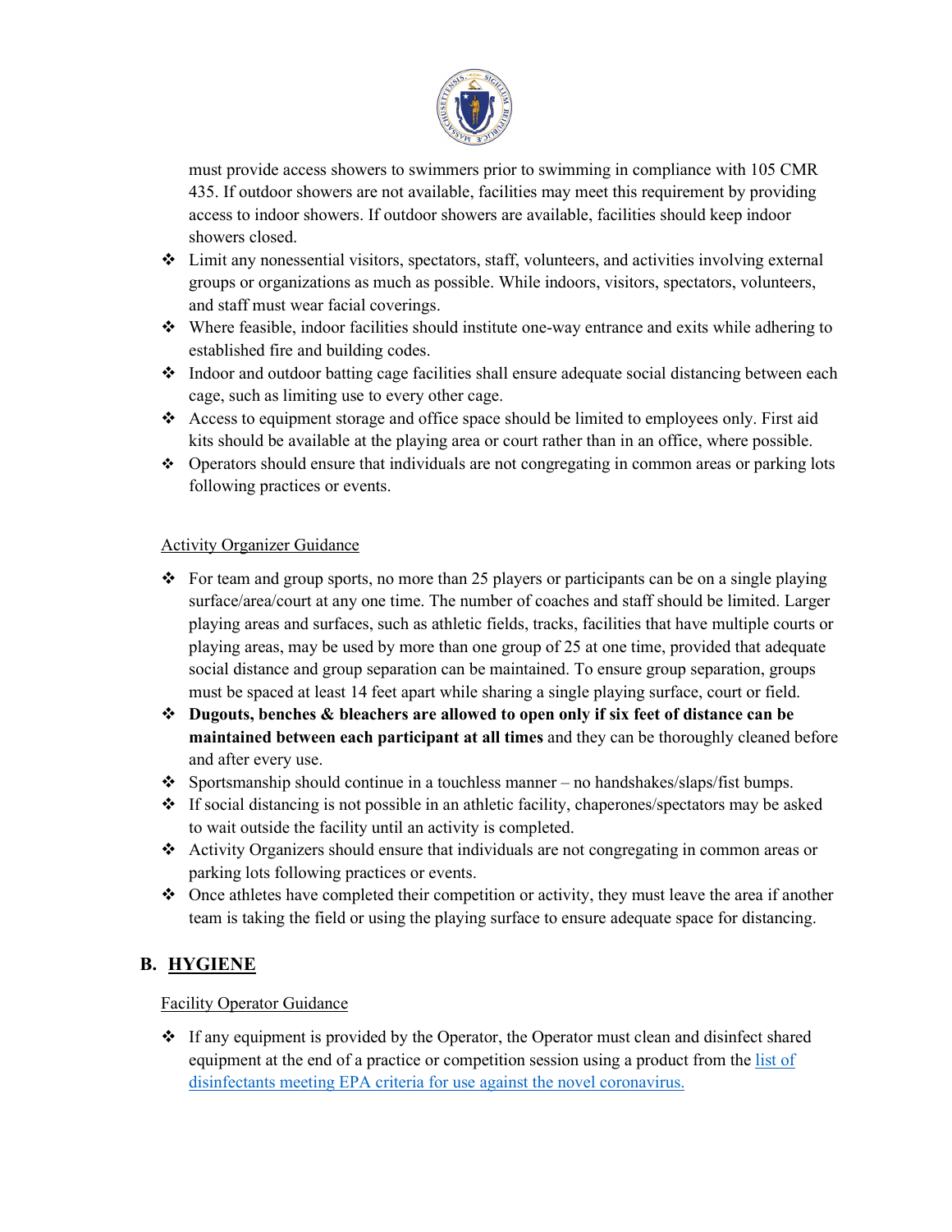must provide access showers to swimmers prior to swimming in compliance with 105 CMR 435. If outdoor showers are not available, facilities may meet this requirement by providing access to indoor showers. If outdoor showers are available, facilities should keep indoor showers closed.

- Limit any nonessential visitors, spectators, staff, volunteers, and activities involving external groups or organizations as much as possible. While indoors, visitors, spectators, volunteers, and staff must wear facial coverings.
- Where feasible, indoor facilities should institute one-way entrance and exits while adhering to established fire and building codes.
- Indoor and outdoor batting cage facilities shall ensure adequate social distancing between each cage, such as limiting use to every other cage.
- Access to equipment storage and office space should be limited to employees only. First aid kits should be available at the playing area or court rather than in an office, where possible.
- Operators should ensure that individuals are not congregating in common areas or parking lots following practices or events.

Activity Organizer Guidance

- For team and group sports, no more than 25 players or participants can be on a single playing surface/area/court at any one time. The number of coaches and staff should be limited. Larger playing areas and surfaces, such as athletic fields, tracks, facilities that have multiple courts or playing areas, may be used by more than one group of 25 at one time, provided that adequate social distance and group separation can be maintained. To ensure group separation, groups must be spaced at least 14 feet apart while sharing a single playing surface, court or field.
- **Dugouts, benches & bleachers are allowed to open only if six feet of distance can be maintained between each participant at all times** and they can be thoroughly cleaned before and after every use.
- Sportsmanship should continue in a touchless manner – no handshakes/slaps/fist bumps.
- If social distancing is not possible in an athletic facility, chaperones/spectators may be asked to wait outside the facility until an activity is completed.
- Activity Organizers should ensure that individuals are not congregating in common areas or parking lots following practices or events.
- Once athletes have completed their competition or activity, they must leave the area if another team is taking the field or using the playing surface to ensure adequate space for distancing.

## B. HYGIENE

Facility Operator Guidance

- If any equipment is provided by the Operator, the Operator must clean and disinfect shared equipment at the end of a practice or competition session using a product from the list of disinfectants meeting EPA criteria for use against the novel coronavirus.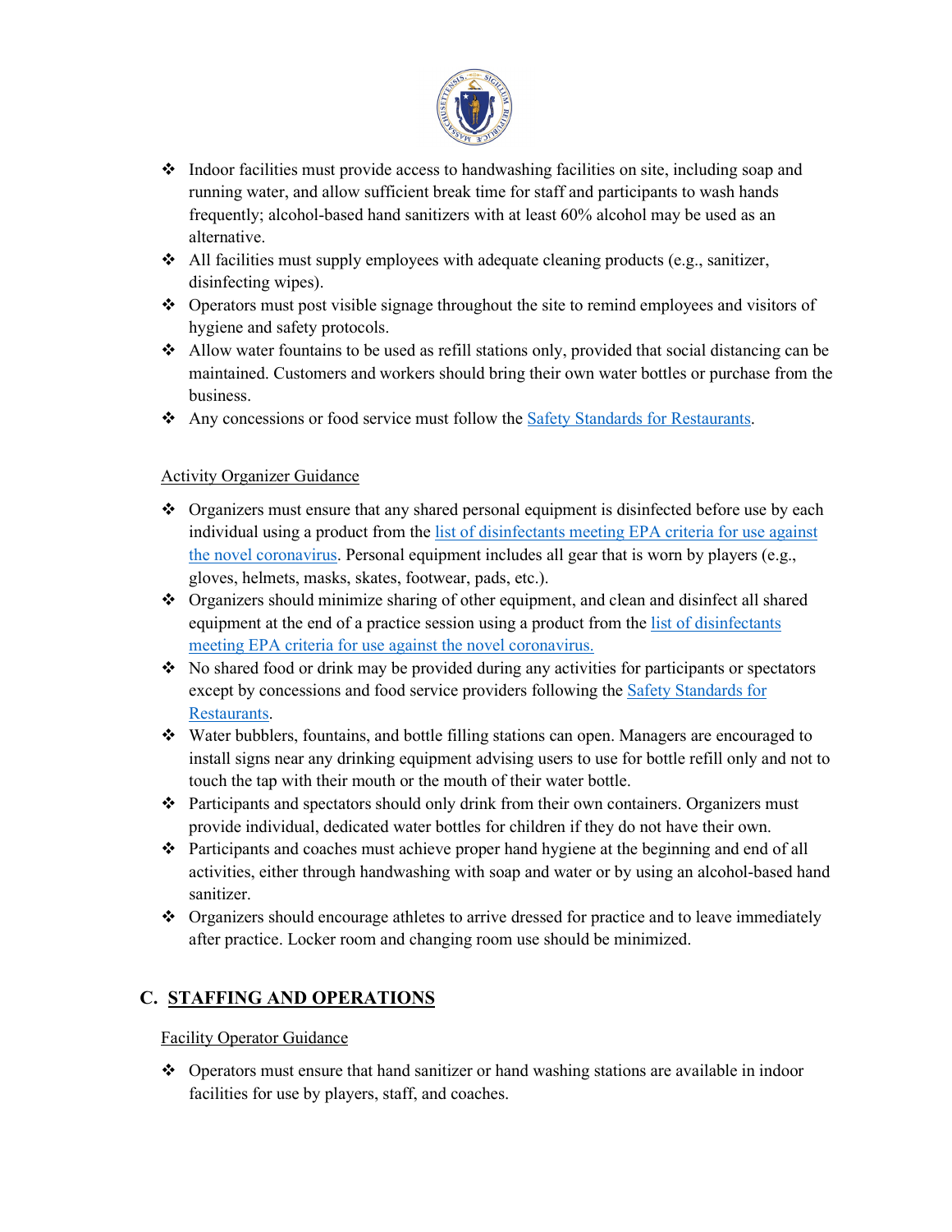- Indoor facilities must provide access to handwashing facilities on site, including soap and running water, and allow sufficient break time for staff and participants to wash hands frequently; alcohol-based hand sanitizers with at least 60% alcohol may be used as an alternative.
- All facilities must supply employees with adequate cleaning products (e.g., sanitizer, disinfecting wipes).
- Operators must post visible signage throughout the site to remind employees and visitors of hygiene and safety protocols.
- Allow water fountains to be used as refill stations only, provided that social distancing can be maintained. Customers and workers should bring their own water bottles or purchase from the business.
- Any concessions or food service must follow the Safety Standards for Restaurants.

Activity Organizer Guidance

- Organizers must ensure that any shared personal equipment is disinfected before use by each individual using a product from the list of disinfectants meeting EPA criteria for use against the novel coronavirus. Personal equipment includes all gear that is worn by players (e.g., gloves, helmets, masks, skates, footwear, pads, etc.).
- Organizers should minimize sharing of other equipment, and clean and disinfect all shared equipment at the end of a practice session using a product from the list of disinfectants meeting EPA criteria for use against the novel coronavirus.
- No shared food or drink may be provided during any activities for participants or spectators except by concessions and food service providers following the Safety Standards for Restaurants.
- Water bubblers, fountains, and bottle filling stations can open. Managers are encouraged to install signs near any drinking equipment advising users to use for bottle refill only and not to touch the tap with their mouth or the mouth of their water bottle.
- Participants and spectators should only drink from their own containers. Organizers must provide individual, dedicated water bottles for children if they do not have their own.
- Participants and coaches must achieve proper hand hygiene at the beginning and end of all activities, either through handwashing with soap and water or by using an alcohol-based hand sanitizer.
- Organizers should encourage athletes to arrive dressed for practice and to leave immediately after practice. Locker room and changing room use should be minimized.

## C. STAFFING AND OPERATIONS

Facility Operator Guidance

- Operators must ensure that hand sanitizer or hand washing stations are available in indoor facilities for use by players, staff, and coaches.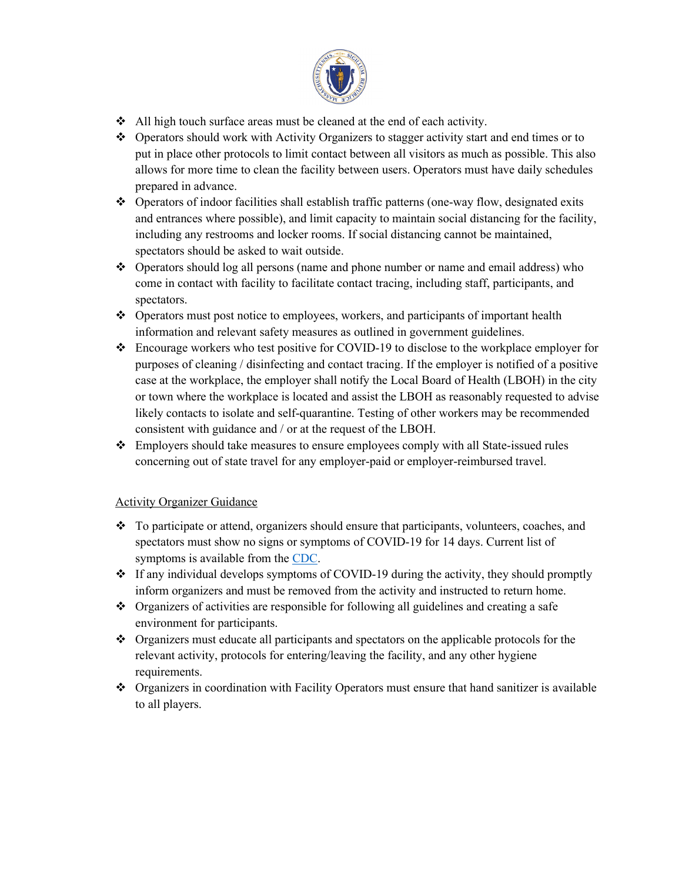- All high touch surface areas must be cleaned at the end of each activity.
- Operators should work with Activity Organizers to stagger activity start and end times or to put in place other protocols to limit contact between all visitors as much as possible. This also allows for more time to clean the facility between users. Operators must have daily schedules prepared in advance.
- Operators of indoor facilities shall establish traffic patterns (one-way flow, designated exits and entrances where possible), and limit capacity to maintain social distancing for the facility, including any restrooms and locker rooms. If social distancing cannot be maintained, spectators should be asked to wait outside.
- Operators should log all persons (name and phone number or name and email address) who come in contact with facility to facilitate contact tracing, including staff, participants, and spectators.
- Operators must post notice to employees, workers, and participants of important health information and relevant safety measures as outlined in government guidelines.
- Encourage workers who test positive for COVID-19 to disclose to the workplace employer for purposes of cleaning / disinfecting and contact tracing. If the employer is notified of a positive case at the workplace, the employer shall notify the Local Board of Health (LBOH) in the city or town where the workplace is located and assist the LBOH as reasonably requested to advise likely contacts to isolate and self-quarantine. Testing of other workers may be recommended consistent with guidance and / or at the request of the LBOH.
- Employers should take measures to ensure employees comply with all State-issued rules concerning out of state travel for any employer-paid or employer-reimbursed travel.

Activity Organizer Guidance

- To participate or attend, organizers should ensure that participants, volunteers, coaches, and spectators must show no signs or symptoms of COVID-19 for 14 days. Current list of symptoms is available from the CDC.
- If any individual develops symptoms of COVID-19 during the activity, they should promptly inform organizers and must be removed from the activity and instructed to return home.
- Organizers of activities are responsible for following all guidelines and creating a safe environment for participants.
- Organizers must educate all participants and spectators on the applicable protocols for the relevant activity, protocols for entering/leaving the facility, and any other hygiene requirements.
- Organizers in coordination with Facility Operators must ensure that hand sanitizer is available to all players.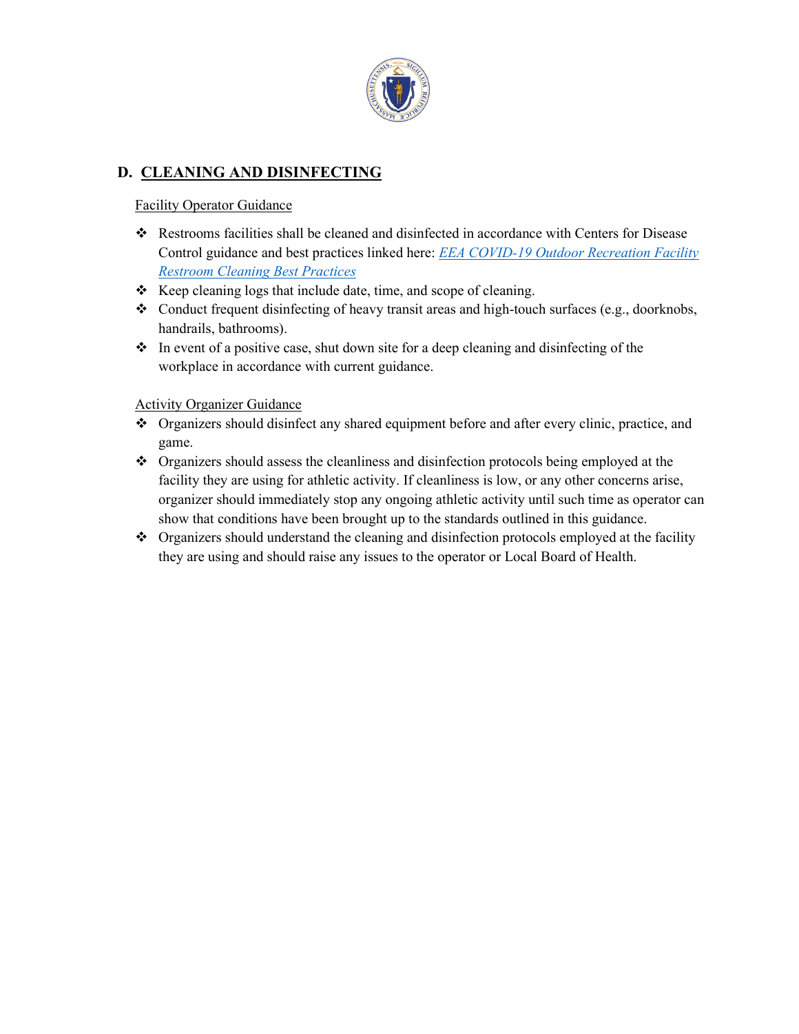## D. CLEANING AND DISINFECTING

Facility Operator Guidance

- Restrooms facilities shall be cleaned and disinfected in accordance with Centers for Disease Control guidance and best practices linked here: *EEA COVID-19 Outdoor Recreation Facility Restroom Cleaning Best Practices*
- Keep cleaning logs that include date, time, and scope of cleaning.
- Conduct frequent disinfecting of heavy transit areas and high-touch surfaces (e.g., doorknobs, handrails, bathrooms).
- In event of a positive case, shut down site for a deep cleaning and disinfecting of the workplace in accordance with current guidance.

Activity Organizer Guidance

- Organizers should disinfect any shared equipment before and after every clinic, practice, and game.
- Organizers should assess the cleanliness and disinfection protocols being employed at the facility they are using for athletic activity. If cleanliness is low, or any other concerns arise, organizer should immediately stop any ongoing athletic activity until such time as operator can show that conditions have been brought up to the standards outlined in this guidance.
- Organizers should understand the cleaning and disinfection protocols employed at the facility they are using and should raise any issues to the operator or Local Board of Health.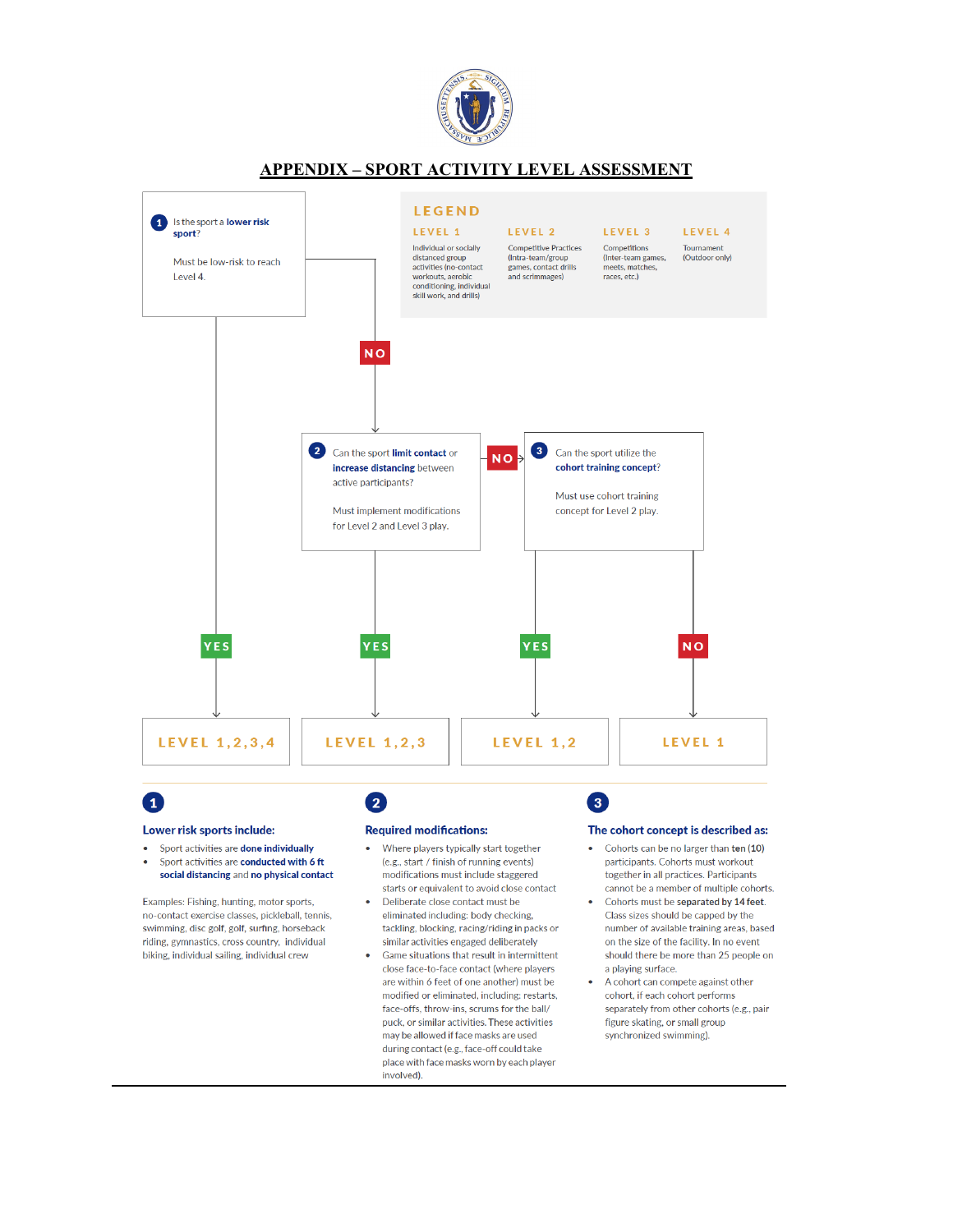# APPENDIX – SPORT ACTIVITY LEVEL ASSESSMENT

**LEGEND**

**LEVEL 1**
Individual or socially distanced group activities (no-contact workouts, aerobic conditioning, individual skill work, and drills)

**LEVEL 2**
Competitive Practices (Intra-team/group games, contact drills and scrimmages)

**LEVEL 3**
Competitions (Inter-team games, meets, matches, races, etc.)

**LEVEL 4**
Tournament (Outdoor only)

**1** Is the sport a **lower risk sport**?

Must be low-risk to reach Level 4.

**2** Can the sport **limit contact** or **increase distancing** between active participants?

Must implement modifications for Level 2 and Level 3 play.

**3** Can the sport utilize the **cohort training concept**?

Must use cohort training concept for Level 2 play.

YES → LEVEL 1,2,3,4

NO

YES → LEVEL 1,2,3

NO

YES → LEVEL 1,2

NO → LEVEL 1

---

### 1

**Lower risk sports include:**

- Sport activities are **done individually**
- Sport activities are **conducted with 6 ft social distancing** and **no physical contact**

Examples: Fishing, hunting, motor sports, no-contact exercise classes, pickleball, tennis, swimming, disc golf, golf, surfing, horseback riding, gymnastics, cross country, individual biking, individual sailing, individual crew

### 2

**Required modifications:**

- Where players typically start together (e.g., start / finish of running events) modifications must include staggered starts or equivalent to avoid close contact
- Deliberate close contact must be eliminated including: body checking, tackling, blocking, racing/riding in packs or similar activities engaged deliberately
- Game situations that result in intermittent close face-to-face contact (where players are within 6 feet of one another) must be modified or eliminated, including: restarts, face-offs, throw-ins, scrums for the ball/puck, or similar activities. These activities may be allowed if face masks are used during contact (e.g., face-off could take place with face masks worn by each player involved).

### 3

**The cohort concept is described as:**

- Cohorts can be no larger than ten (10) participants. Cohorts must workout together in all practices. Participants cannot be a member of multiple cohorts.
- Cohorts must be separated by 14 feet. Class sizes should be capped by the number of available training areas, based on the size of the facility. In no event should there be more than 25 people on a playing surface.
- A cohort can compete against other cohort, if each cohort performs separately from other cohorts (e.g., pair figure skating, or small group synchronized swimming).